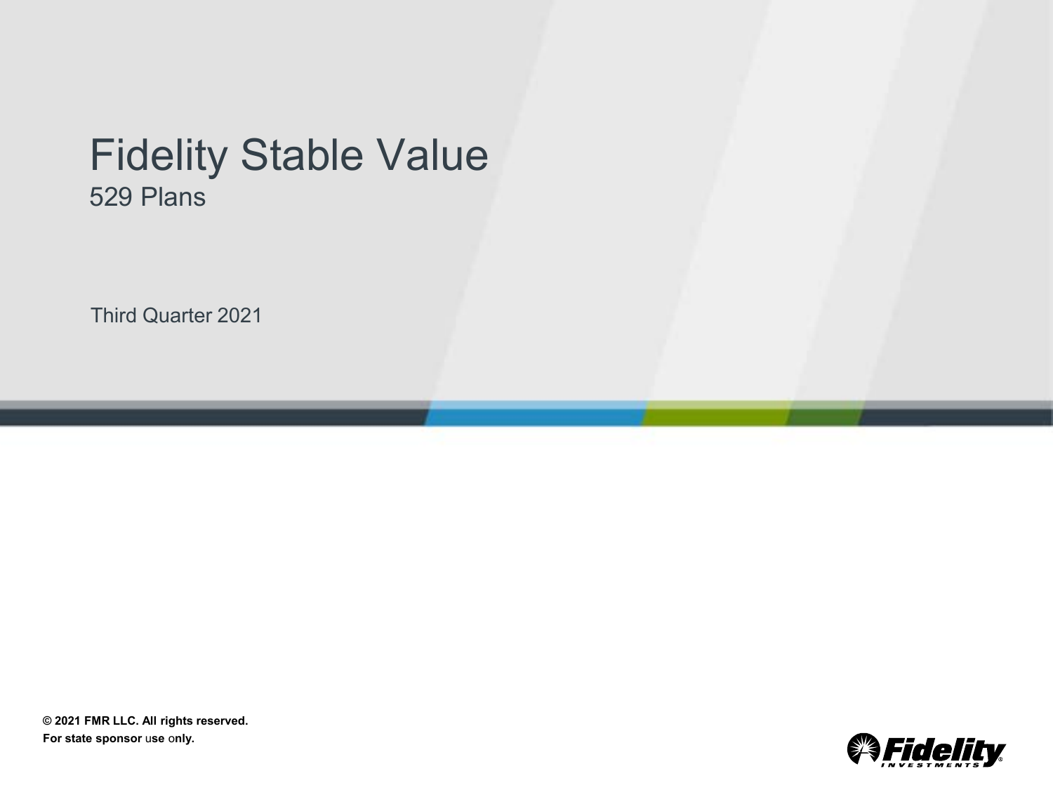# Fidelity Stable Value

## 529 Plans

Third Quarter 2021

**© 2021 FMR LLC. All rights reserved.**
**For state sponsor use only.**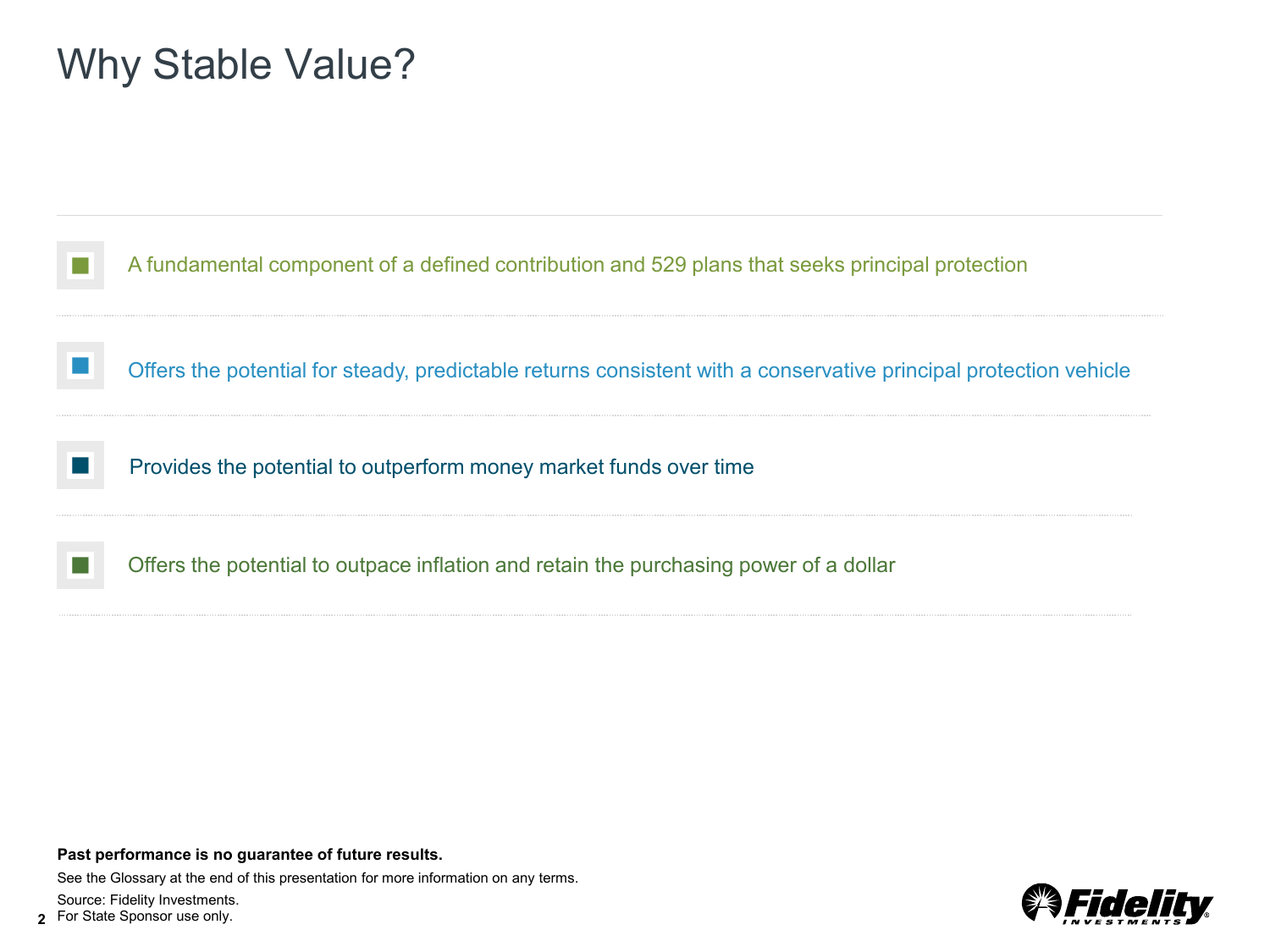# Why Stable Value?

- A fundamental component of a defined contribution and 529 plans that seeks principal protection
- Offers the potential for steady, predictable returns consistent with a conservative principal protection vehicle
- Provides the potential to outperform money market funds over time
- Offers the potential to outpace inflation and retain the purchasing power of a dollar

**Past performance is no guarantee of future results.**

See the Glossary at the end of this presentation for more information on any terms.

Source: Fidelity Investments.

For State Sponsor use only.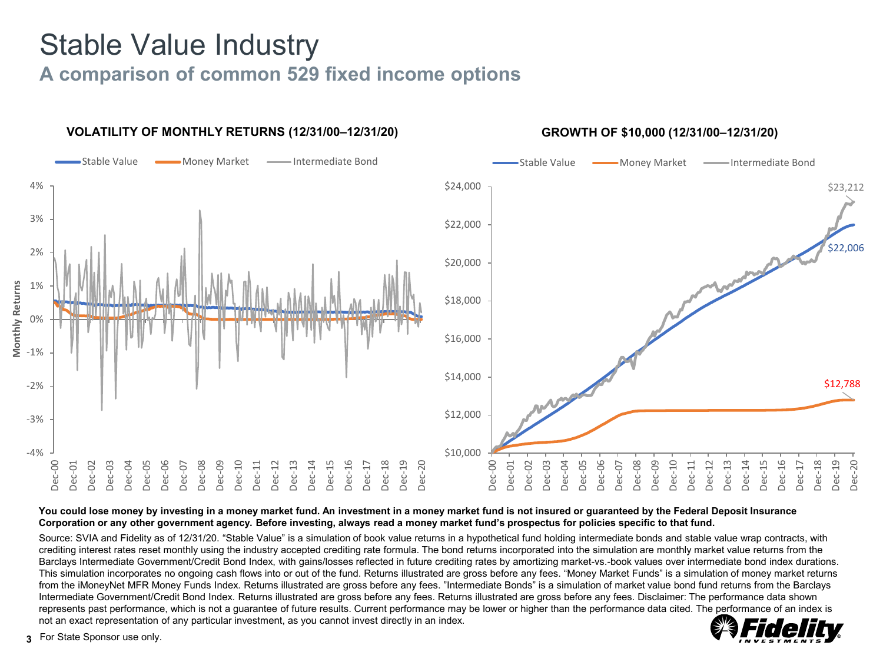# Stable Value Industry

## A comparison of common 529 fixed income options

**VOLATILITY OF MONTHLY RETURNS (12/31/00–12/31/20)**

Stable Value | Money Market | Intermediate Bond

**GROWTH OF $10,000 (12/31/00–12/31/20)**

Stable Value | Money Market | Intermediate Bond

$23,212

$22,006

$12,788

**You could lose money by investing in a money market fund. An investment in a money market fund is not insured or guaranteed by the Federal Deposit Insurance Corporation or any other government agency. Before investing, always read a money market fund's prospectus for policies specific to that fund.**

Source: SVIA and Fidelity as of 12/31/20. "Stable Value" is a simulation of book value returns in a hypothetical fund holding intermediate bonds and stable value wrap contracts, with crediting interest rates reset monthly using the industry accepted crediting rate formula. The bond returns incorporated into the simulation are monthly market value returns from the Barclays Intermediate Government/Credit Bond Index, with gains/losses reflected in future crediting rates by amortizing market-vs.-book values over intermediate bond index durations. This simulation incorporates no ongoing cash flows into or out of the fund. Returns illustrated are gross before any fees. "Money Market Funds" is a simulation of money market returns from the iMoneyNet MFR Money Funds Index. Returns illustrated are gross before any fees. "Intermediate Bonds" is a simulation of market value bond fund returns from the Barclays Intermediate Government/Credit Bond Index. Returns illustrated are gross before any fees. Returns illustrated are gross before any fees. Disclaimer: The performance data shown represents past performance, which is not a guarantee of future results. Current performance may be lower or higher than the performance data cited. The performance of an index is not an exact representation of any particular investment, as you cannot invest directly in an index.

For State Sponsor use only.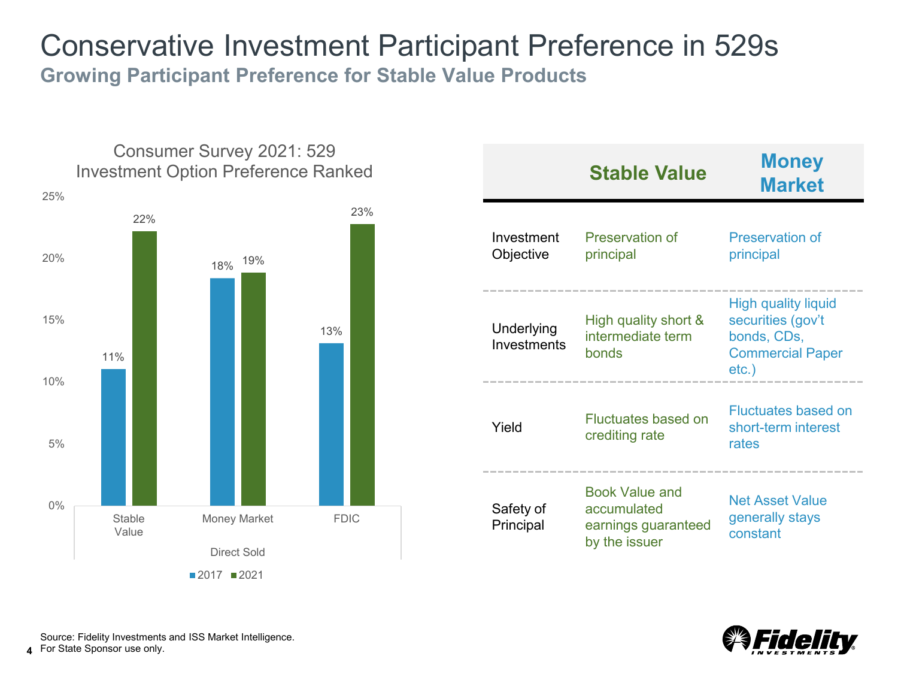# Conservative Investment Participant Preference in 529s

## Growing Participant Preference for Stable Value Products

**Consumer Survey 2021: 529 Investment Option Preference Ranked**

| Direct Sold | 2017 | 2021 |
|---|---|---|
| Stable Value | 11% | 22% |
| Money Market | 18% | 19% |
| FDIC | 13% | 23% |

| | Stable Value | Money Market |
|---|---|---|
| Investment Objective | Preservation of principal | Preservation of principal |
| Underlying Investments | High quality short & intermediate term bonds | High quality liquid securities (gov't bonds, CDs, Commercial Paper etc.) |
| Yield | Fluctuates based on crediting rate | Fluctuates based on short-term interest rates |
| Safety of Principal | Book Value and accumulated earnings guaranteed by the issuer | Net Asset Value generally stays constant |

Source: Fidelity Investments and ISS Market Intelligence.
For State Sponsor use only.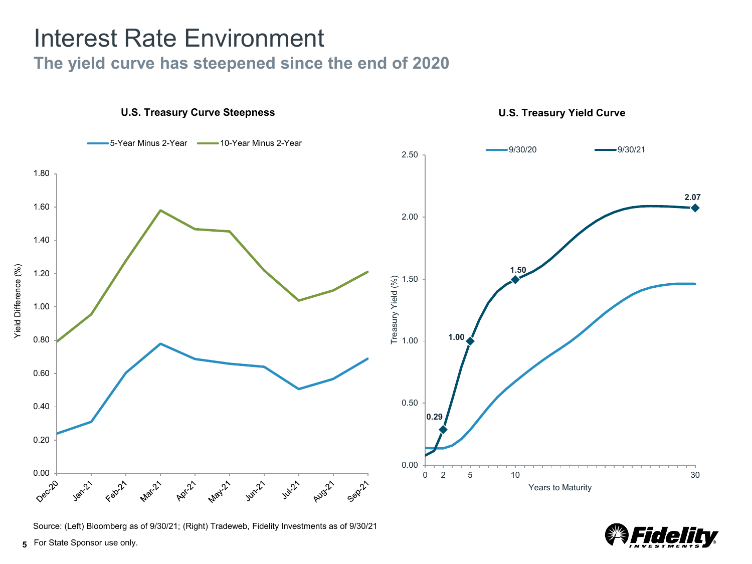# Interest Rate Environment

## The yield curve has steepened since the end of 2020

### U.S. Treasury Curve Steepness

5-Year Minus 2-Year — 10-Year Minus 2-Year

Yield Difference (%)

1.80, 1.60, 1.40, 1.20, 1.00, 0.80, 0.60, 0.40, 0.20, 0.00

Dec-20, Jan-21, Feb-21, Mar-21, Apr-21, May-21, Jun-21, Jul-21, Aug-21, Sep-21

### U.S. Treasury Yield Curve

9/30/20 — 9/30/21

Treasury Yield (%)

2.50, 2.00, 1.50, 1.00, 0.50, 0.00

Years to Maturity: 0, 2, 5, 10, 30

0.29, 1.00, 1.50, 2.07

Source: (Left) Bloomberg as of 9/30/21; (Right) Tradeweb, Fidelity Investments as of 9/30/21

For State Sponsor use only.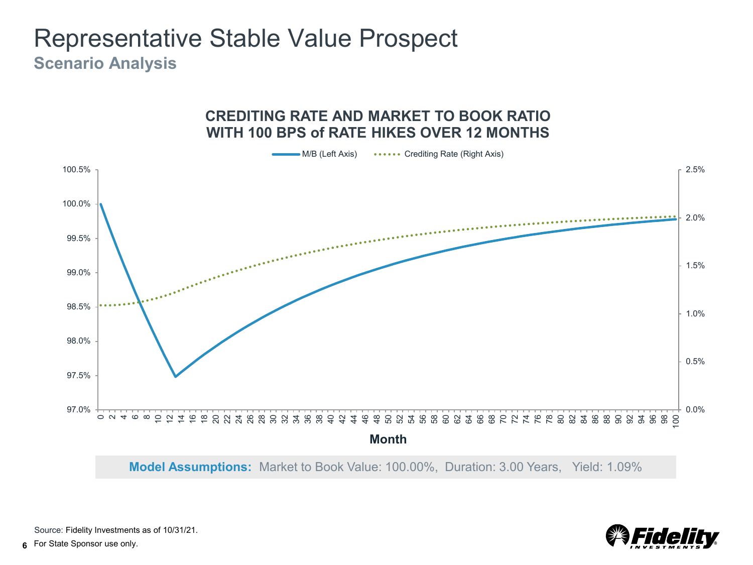# Representative Stable Value Prospect

## Scenario Analysis

### CREDITING RATE AND MARKET TO BOOK RATIO WITH 100 BPS of RATE HIKES OVER 12 MONTHS

M/B (Left Axis) · Crediting Rate (Right Axis)

Month

**Model Assumptions:** Market to Book Value: 100.00%, Duration: 3.00 Years, Yield: 1.09%

Source: Fidelity Investments as of 10/31/21.

For State Sponsor use only.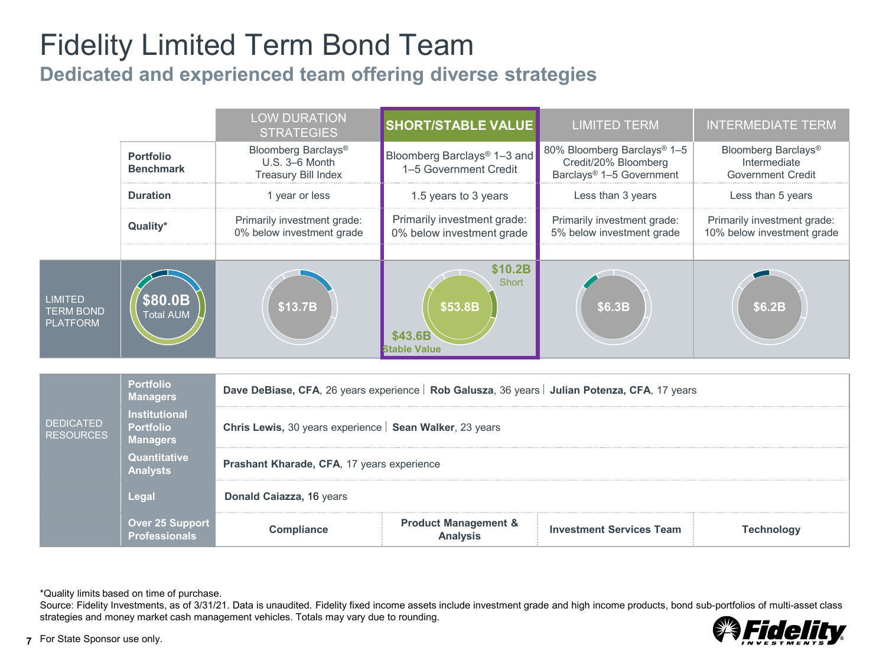# Fidelity Limited Term Bond Team

## Dedicated and experienced team offering diverse strategies

| | LOW DURATION STRATEGIES | SHORT/STABLE VALUE | LIMITED TERM | INTERMEDIATE TERM |
|---|---|---|---|---|
| **Portfolio Benchmark** | Bloomberg Barclays® U.S. 3–6 Month Treasury Bill Index | Bloomberg Barclays® 1–3 and 1–5 Government Credit | 80% Bloomberg Barclays® 1–5 Credit/20% Bloomberg Barclays® 1–5 Government | Bloomberg Barclays® Intermediate Government Credit |
| **Duration** | 1 year or less | 1.5 years to 3 years | Less than 3 years | Less than 5 years |
| **Quality*** | Primarily investment grade: 0% below investment grade | Primarily investment grade: 0% below investment grade | Primarily investment grade: 5% below investment grade | Primarily investment grade: 10% below investment grade |
| LIMITED TERM BOND PLATFORM — **$80.0B** Total AUM | $13.7B | $53.8B ($10.2B Short; $43.6B Stable Value) | $6.3B | $6.2B |

| DEDICATED RESOURCES | | | | |
|---|---|---|---|---|
| **Portfolio Managers** | **Dave DeBiase, CFA**, 26 years experience \| **Rob Galusza**, 36 years \| **Julian Potenza, CFA**, 17 years | | | |
| **Institutional Portfolio Managers** | **Chris Lewis,** 30 years experience \| **Sean Walker**, 23 years | | | |
| **Quantitative Analysts** | **Prashant Kharade, CFA**, 17 years experience | | | |
| **Legal** | **Donald Caiazza,** 16 years | | | |
| **Over 25 Support Professionals** | **Compliance** | **Product Management & Analysis** | **Investment Services Team** | **Technology** |

*Quality limits based on time of purchase.

Source: Fidelity Investments, as of 3/31/21. Data is unaudited. Fidelity fixed income assets include investment grade and high income products, bond sub-portfolios of multi-asset class strategies and money market cash management vehicles. Totals may vary due to rounding.

For State Sponsor use only.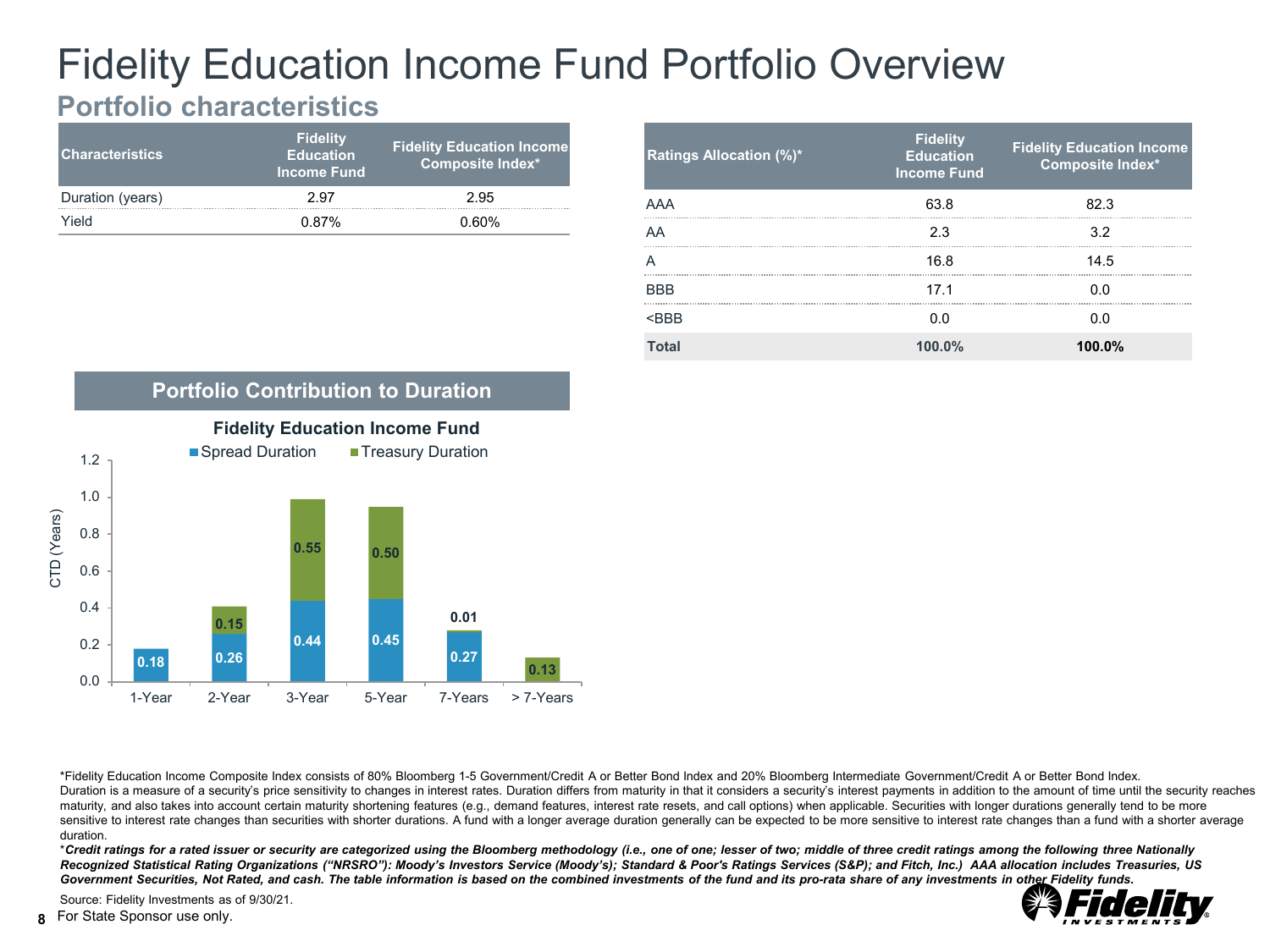# Fidelity Education Income Fund Portfolio Overview

## Portfolio characteristics

| Characteristics | Fidelity Education Income Fund | Fidelity Education Income Composite Index* |
|---|---|---|
| Duration (years) | 2.97 | 2.95 |
| Yield | 0.87% | 0.60% |

| Ratings Allocation (%)* | Fidelity Education Income Fund | Fidelity Education Income Composite Index* |
|---|---|---|
| AAA | 63.8 | 82.3 |
| AA | 2.3 | 3.2 |
| A | 16.8 | 14.5 |
| BBB | 17.1 | 0.0 |
| <BBB | 0.0 | 0.0 |
| **Total** | **100.0%** | **100.0%** |

### Portfolio Contribution to Duration

**Fidelity Education Income Fund**

CTD (Years)

| | Spread Duration | Treasury Duration |
|---|---|---|
| 1-Year | 0.18 | |
| 2-Year | 0.26 | 0.15 |
| 3-Year | 0.44 | 0.55 |
| 5-Year | 0.45 | 0.50 |
| 7-Years | 0.27 | 0.01 |
| > 7-Years | | 0.13 |

*Fidelity Education Income Composite Index consists of 80% Bloomberg 1-5 Government/Credit A or Better Bond Index and 20% Bloomberg Intermediate Government/Credit A or Better Bond Index.

Duration is a measure of a security's price sensitivity to changes in interest rates. Duration differs from maturity in that it considers a security's interest payments in addition to the amount of time until the security reaches maturity, and also takes into account certain maturity shortening features (e.g., demand features, interest rate resets, and call options) when applicable. Securities with longer durations generally tend to be more sensitive to interest rate changes than securities with shorter durations. A fund with a longer average duration generally can be expected to be more sensitive to interest rate changes than a fund with a shorter average duration.

**\*Credit ratings for a rated issuer or security are categorized using the Bloomberg methodology (i.e., one of one; lesser of two; middle of three credit ratings among the following three Nationally Recognized Statistical Rating Organizations ("NRSRO"): Moody's Investors Service (Moody's); Standard & Poor's Ratings Services (S&P); and Fitch, Inc.) AAA allocation includes Treasuries, US Government Securities, Not Rated, and cash. The table information is based on the combined investments of the fund and its pro-rata share of any investments in other Fidelity funds.**

Source: Fidelity Investments as of 9/30/21.

For State Sponsor use only.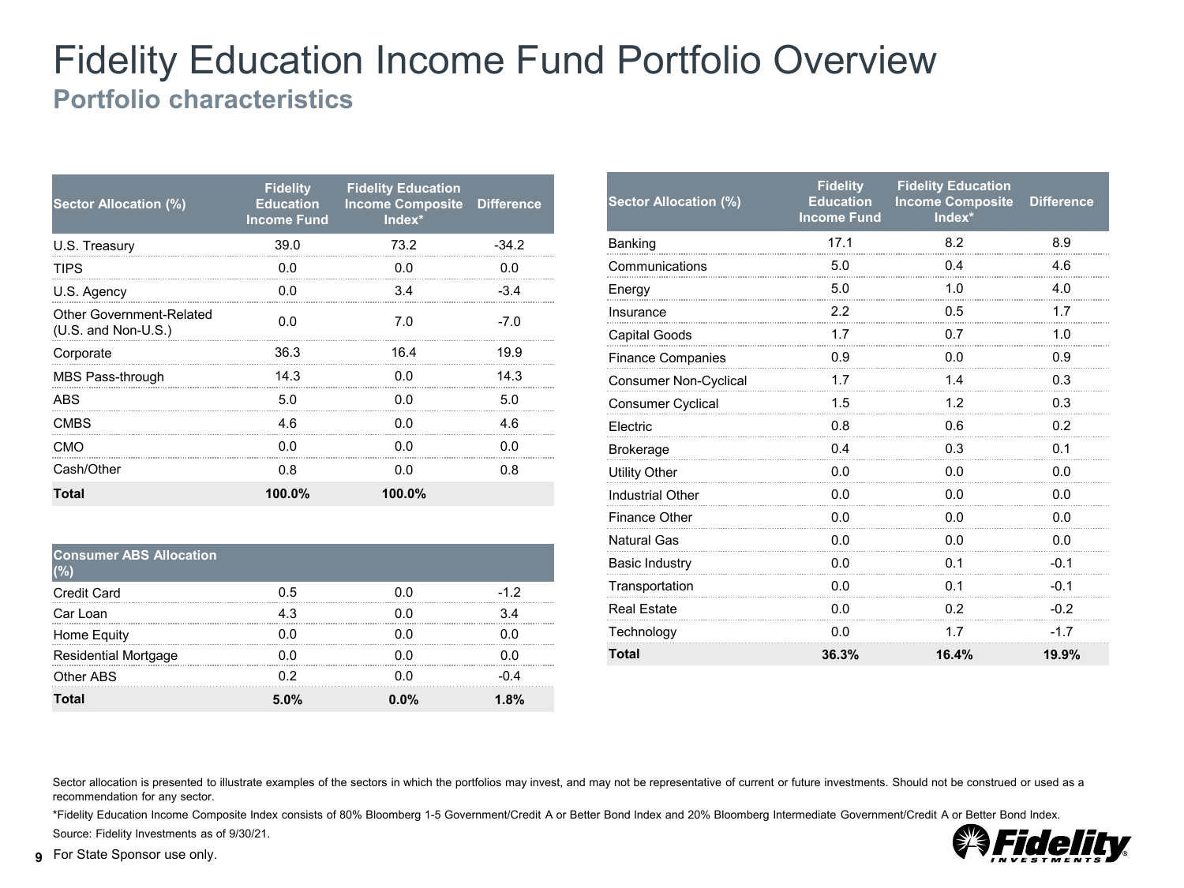# Fidelity Education Income Fund Portfolio Overview

## Portfolio characteristics

| Sector Allocation (%) | Fidelity Education Income Fund | Fidelity Education Income Composite Index* | Difference |
|---|---|---|---|
| U.S. Treasury | 39.0 | 73.2 | -34.2 |
| TIPS | 0.0 | 0.0 | 0.0 |
| U.S. Agency | 0.0 | 3.4 | -3.4 |
| Other Government-Related (U.S. and Non-U.S.) | 0.0 | 7.0 | -7.0 |
| Corporate | 36.3 | 16.4 | 19.9 |
| MBS Pass-through | 14.3 | 0.0 | 14.3 |
| ABS | 5.0 | 0.0 | 5.0 |
| CMBS | 4.6 | 0.0 | 4.6 |
| CMO | 0.0 | 0.0 | 0.0 |
| Cash/Other | 0.8 | 0.0 | 0.8 |
| **Total** | **100.0%** | **100.0%** | |

| Consumer ABS Allocation (%) | | | |
|---|---|---|---|
| Credit Card | 0.5 | 0.0 | -1.2 |
| Car Loan | 4.3 | 0.0 | 3.4 |
| Home Equity | 0.0 | 0.0 | 0.0 |
| Residential Mortgage | 0.0 | 0.0 | 0.0 |
| Other ABS | 0.2 | 0.0 | -0.4 |
| **Total** | **5.0%** | **0.0%** | **1.8%** |

| Sector Allocation (%) | Fidelity Education Income Fund | Fidelity Education Income Composite Index* | Difference |
|---|---|---|---|
| Banking | 17.1 | 8.2 | 8.9 |
| Communications | 5.0 | 0.4 | 4.6 |
| Energy | 5.0 | 1.0 | 4.0 |
| Insurance | 2.2 | 0.5 | 1.7 |
| Capital Goods | 1.7 | 0.7 | 1.0 |
| Finance Companies | 0.9 | 0.0 | 0.9 |
| Consumer Non-Cyclical | 1.7 | 1.4 | 0.3 |
| Consumer Cyclical | 1.5 | 1.2 | 0.3 |
| Electric | 0.8 | 0.6 | 0.2 |
| Brokerage | 0.4 | 0.3 | 0.1 |
| Utility Other | 0.0 | 0.0 | 0.0 |
| Industrial Other | 0.0 | 0.0 | 0.0 |
| Finance Other | 0.0 | 0.0 | 0.0 |
| Natural Gas | 0.0 | 0.0 | 0.0 |
| Basic Industry | 0.0 | 0.1 | -0.1 |
| Transportation | 0.0 | 0.1 | -0.1 |
| Real Estate | 0.0 | 0.2 | -0.2 |
| Technology | 0.0 | 1.7 | -1.7 |
| **Total** | **36.3%** | **16.4%** | **19.9%** |

Sector allocation is presented to illustrate examples of the sectors in which the portfolios may invest, and may not be representative of current or future investments. Should not be construed or used as a recommendation for any sector.

*Fidelity Education Income Composite Index consists of 80% Bloomberg 1-5 Government/Credit A or Better Bond Index and 20% Bloomberg Intermediate Government/Credit A or Better Bond Index.

Source: Fidelity Investments as of 9/30/21.

For State Sponsor use only.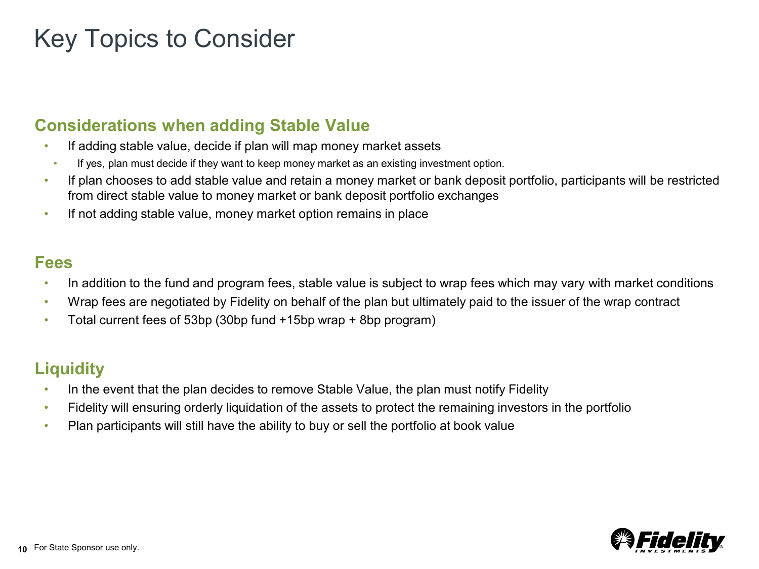# Key Topics to Consider

## Considerations when adding Stable Value

- If adding stable value, decide if plan will map money market assets
  - If yes, plan must decide if they want to keep money market as an existing investment option.
- If plan chooses to add stable value and retain a money market or bank deposit portfolio, participants will be restricted from direct stable value to money market or bank deposit portfolio exchanges
- If not adding stable value, money market option remains in place

## Fees

- In addition to the fund and program fees, stable value is subject to wrap fees which may vary with market conditions
- Wrap fees are negotiated by Fidelity on behalf of the plan but ultimately paid to the issuer of the wrap contract
- Total current fees of 53bp (30bp fund +15bp wrap + 8bp program)

## Liquidity

- In the event that the plan decides to remove Stable Value, the plan must notify Fidelity
- Fidelity will ensuring orderly liquidation of the assets to protect the remaining investors in the portfolio
- Plan participants will still have the ability to buy or sell the portfolio at book value

For State Sponsor use only.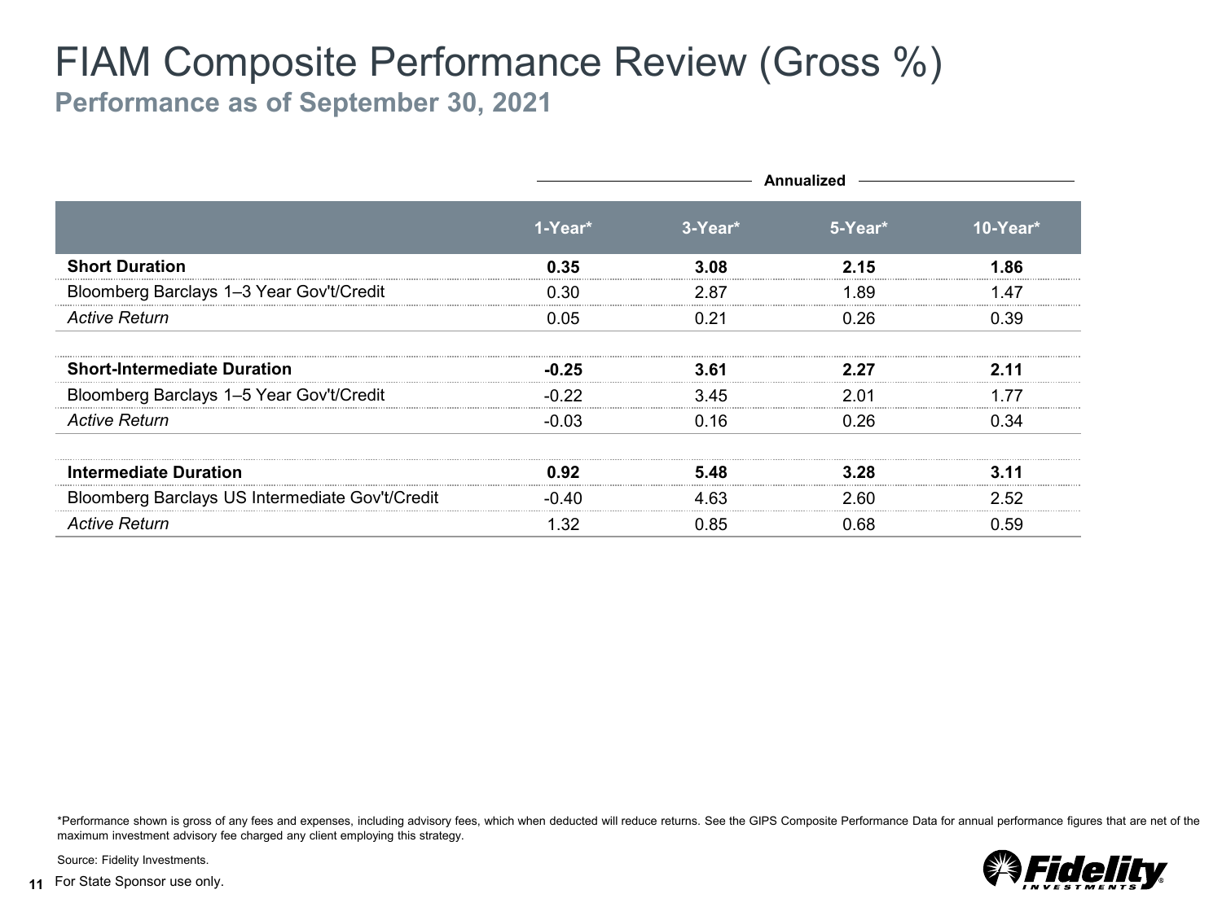# FIAM Composite Performance Review (Gross %)

## Performance as of September 30, 2021

| | Annualized | | | |
|---|---|---|---|---|
| | **1-Year*** | **3-Year*** | **5-Year*** | **10-Year*** |
| **Short Duration** | **0.35** | **3.08** | **2.15** | **1.86** |
| Bloomberg Barclays 1–3 Year Gov't/Credit | 0.30 | 2.87 | 1.89 | 1.47 |
| *Active Return* | 0.05 | 0.21 | 0.26 | 0.39 |
| | | | | |
| **Short-Intermediate Duration** | **-0.25** | **3.61** | **2.27** | **2.11** |
| Bloomberg Barclays 1–5 Year Gov't/Credit | -0.22 | 3.45 | 2.01 | 1.77 |
| *Active Return* | -0.03 | 0.16 | 0.26 | 0.34 |
| | | | | |
| **Intermediate Duration** | **0.92** | **5.48** | **3.28** | **3.11** |
| Bloomberg Barclays US Intermediate Gov't/Credit | -0.40 | 4.63 | 2.60 | 2.52 |
| *Active Return* | 1.32 | 0.85 | 0.68 | 0.59 |

*Performance shown is gross of any fees and expenses, including advisory fees, which when deducted will reduce returns. See the GIPS Composite Performance Data for annual performance figures that are net of the maximum investment advisory fee charged any client employing this strategy.

Source: Fidelity Investments.

For State Sponsor use only.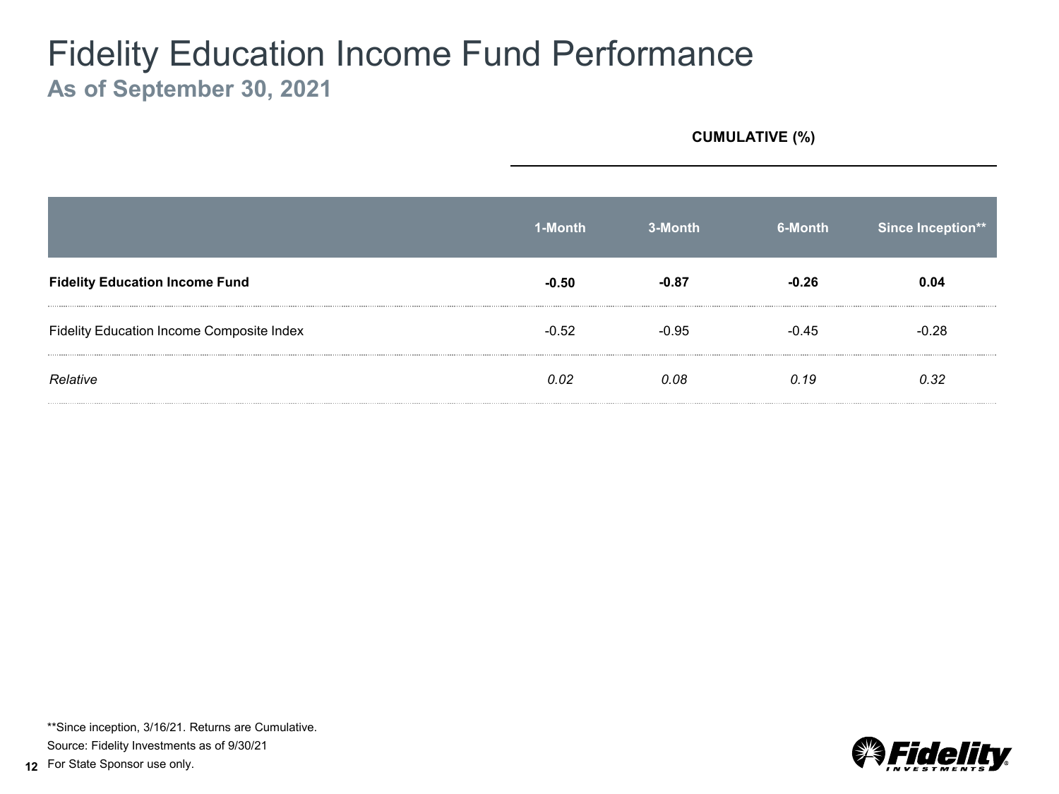# Fidelity Education Income Fund Performance

## As of September 30, 2021

| | CUMULATIVE (%) | | | |
|---|---|---|---|---|
| | **1-Month** | **3-Month** | **6-Month** | **Since Inception**** |
| **Fidelity Education Income Fund** | **-0.50** | **-0.87** | **-0.26** | **0.04** |
| Fidelity Education Income Composite Index | -0.52 | -0.95 | -0.45 | -0.28 |
| *Relative* | *0.02* | *0.08* | *0.19* | *0.32* |

**Since inception, 3/16/21. Returns are Cumulative.

Source: Fidelity Investments as of 9/30/21

For State Sponsor use only.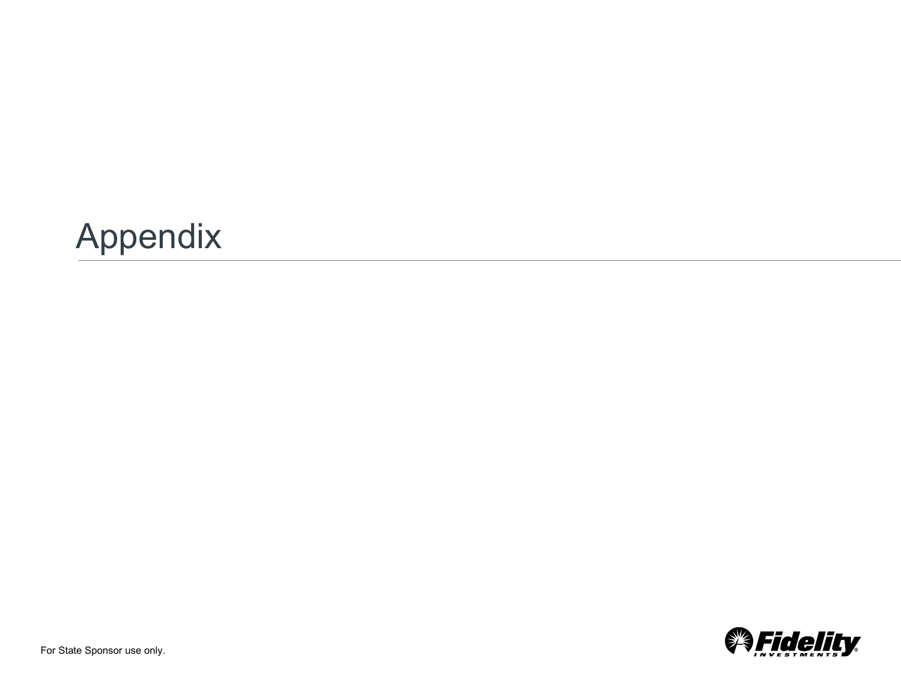# Appendix

For State Sponsor use only.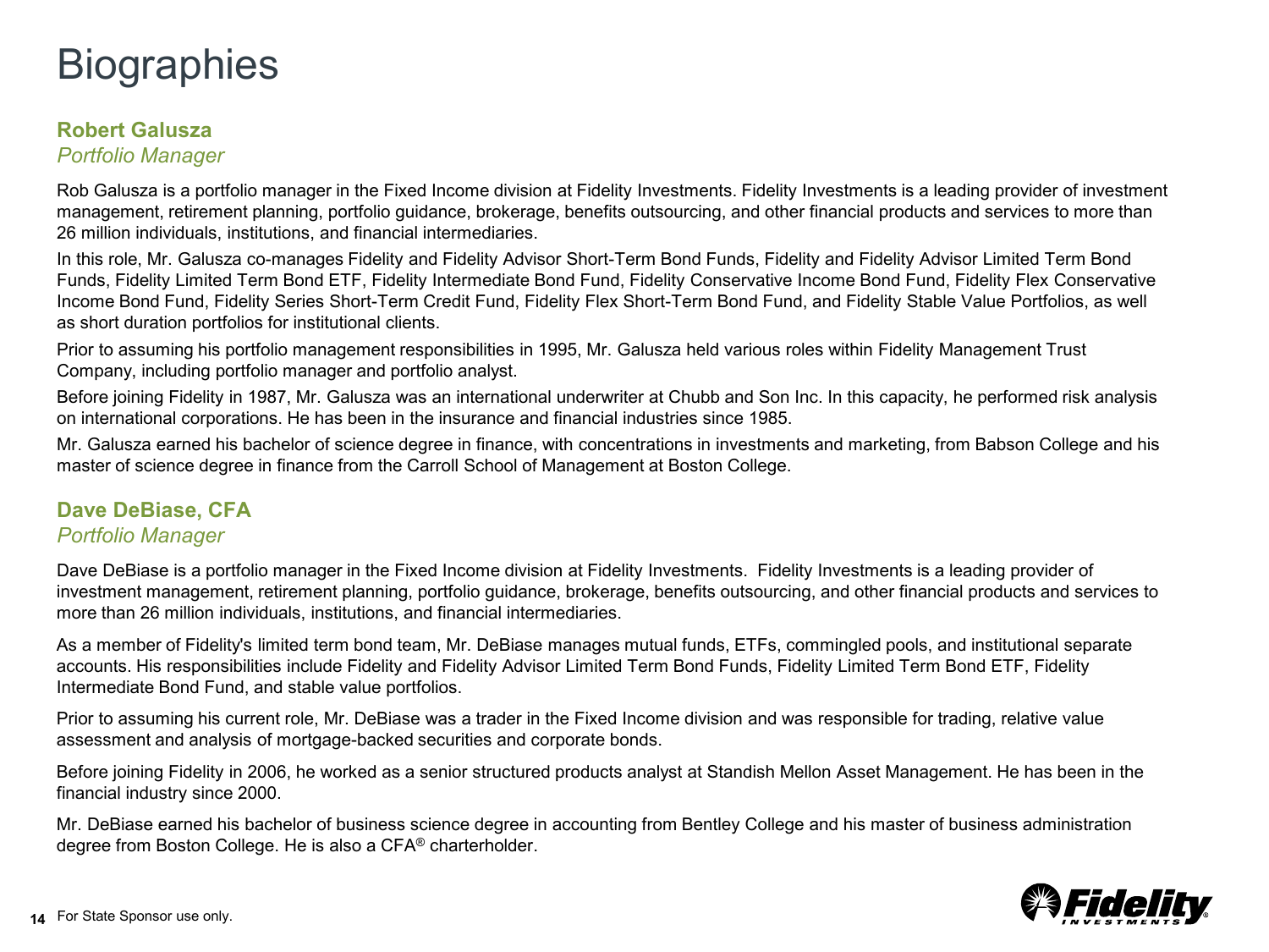# Biographies

## Robert Galusza

*Portfolio Manager*

Rob Galusza is a portfolio manager in the Fixed Income division at Fidelity Investments. Fidelity Investments is a leading provider of investment management, retirement planning, portfolio guidance, brokerage, benefits outsourcing, and other financial products and services to more than 26 million individuals, institutions, and financial intermediaries.

In this role, Mr. Galusza co-manages Fidelity and Fidelity Advisor Short-Term Bond Funds, Fidelity and Fidelity Advisor Limited Term Bond Funds, Fidelity Limited Term Bond ETF, Fidelity Intermediate Bond Fund, Fidelity Conservative Income Bond Fund, Fidelity Flex Conservative Income Bond Fund, Fidelity Series Short-Term Credit Fund, Fidelity Flex Short-Term Bond Fund, and Fidelity Stable Value Portfolios, as well as short duration portfolios for institutional clients.

Prior to assuming his portfolio management responsibilities in 1995, Mr. Galusza held various roles within Fidelity Management Trust Company, including portfolio manager and portfolio analyst.

Before joining Fidelity in 1987, Mr. Galusza was an international underwriter at Chubb and Son Inc. In this capacity, he performed risk analysis on international corporations. He has been in the insurance and financial industries since 1985.

Mr. Galusza earned his bachelor of science degree in finance, with concentrations in investments and marketing, from Babson College and his master of science degree in finance from the Carroll School of Management at Boston College.

## Dave DeBiase, CFA

*Portfolio Manager*

Dave DeBiase is a portfolio manager in the Fixed Income division at Fidelity Investments. Fidelity Investments is a leading provider of investment management, retirement planning, portfolio guidance, brokerage, benefits outsourcing, and other financial products and services to more than 26 million individuals, institutions, and financial intermediaries.

As a member of Fidelity's limited term bond team, Mr. DeBiase manages mutual funds, ETFs, commingled pools, and institutional separate accounts. His responsibilities include Fidelity and Fidelity Advisor Limited Term Bond Funds, Fidelity Limited Term Bond ETF, Fidelity Intermediate Bond Fund, and stable value portfolios.

Prior to assuming his current role, Mr. DeBiase was a trader in the Fixed Income division and was responsible for trading, relative value assessment and analysis of mortgage-backed securities and corporate bonds.

Before joining Fidelity in 2006, he worked as a senior structured products analyst at Standish Mellon Asset Management. He has been in the financial industry since 2000.

Mr. DeBiase earned his bachelor of business science degree in accounting from Bentley College and his master of business administration degree from Boston College. He is also a CFA® charterholder.

For State Sponsor use only.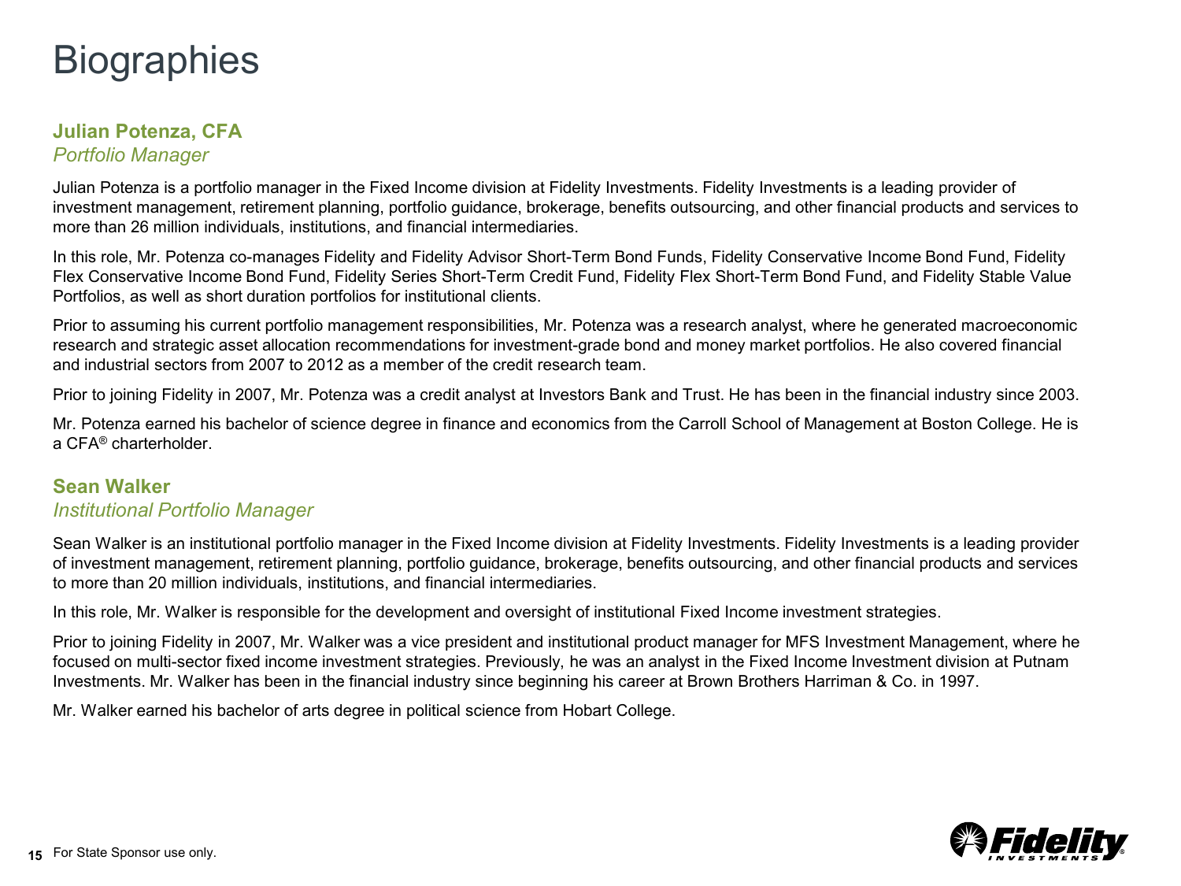# Biographies

## Julian Potenza, CFA

*Portfolio Manager*

Julian Potenza is a portfolio manager in the Fixed Income division at Fidelity Investments. Fidelity Investments is a leading provider of investment management, retirement planning, portfolio guidance, brokerage, benefits outsourcing, and other financial products and services to more than 26 million individuals, institutions, and financial intermediaries.

In this role, Mr. Potenza co-manages Fidelity and Fidelity Advisor Short-Term Bond Funds, Fidelity Conservative Income Bond Fund, Fidelity Flex Conservative Income Bond Fund, Fidelity Series Short-Term Credit Fund, Fidelity Flex Short-Term Bond Fund, and Fidelity Stable Value Portfolios, as well as short duration portfolios for institutional clients.

Prior to assuming his current portfolio management responsibilities, Mr. Potenza was a research analyst, where he generated macroeconomic research and strategic asset allocation recommendations for investment-grade bond and money market portfolios. He also covered financial and industrial sectors from 2007 to 2012 as a member of the credit research team.

Prior to joining Fidelity in 2007, Mr. Potenza was a credit analyst at Investors Bank and Trust. He has been in the financial industry since 2003.

Mr. Potenza earned his bachelor of science degree in finance and economics from the Carroll School of Management at Boston College. He is a CFA® charterholder.

## Sean Walker

*Institutional Portfolio Manager*

Sean Walker is an institutional portfolio manager in the Fixed Income division at Fidelity Investments. Fidelity Investments is a leading provider of investment management, retirement planning, portfolio guidance, brokerage, benefits outsourcing, and other financial products and services to more than 20 million individuals, institutions, and financial intermediaries.

In this role, Mr. Walker is responsible for the development and oversight of institutional Fixed Income investment strategies.

Prior to joining Fidelity in 2007, Mr. Walker was a vice president and institutional product manager for MFS Investment Management, where he focused on multi-sector fixed income investment strategies. Previously, he was an analyst in the Fixed Income Investment division at Putnam Investments. Mr. Walker has been in the financial industry since beginning his career at Brown Brothers Harriman & Co. in 1997.

Mr. Walker earned his bachelor of arts degree in political science from Hobart College.

For State Sponsor use only.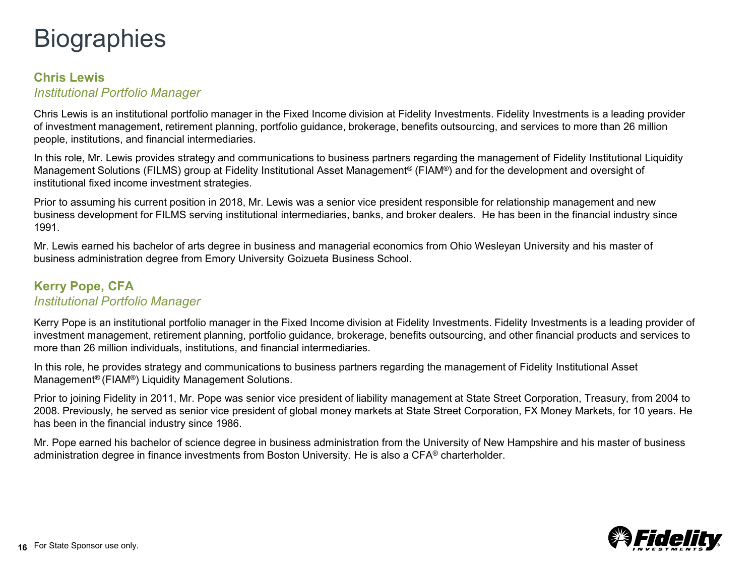# Biographies

## Chris Lewis

*Institutional Portfolio Manager*

Chris Lewis is an institutional portfolio manager in the Fixed Income division at Fidelity Investments. Fidelity Investments is a leading provider of investment management, retirement planning, portfolio guidance, brokerage, benefits outsourcing, and services to more than 26 million people, institutions, and financial intermediaries.

In this role, Mr. Lewis provides strategy and communications to business partners regarding the management of Fidelity Institutional Liquidity Management Solutions (FILMS) group at Fidelity Institutional Asset Management® (FIAM®) and for the development and oversight of institutional fixed income investment strategies.

Prior to assuming his current position in 2018, Mr. Lewis was a senior vice president responsible for relationship management and new business development for FILMS serving institutional intermediaries, banks, and broker dealers. He has been in the financial industry since 1991.

Mr. Lewis earned his bachelor of arts degree in business and managerial economics from Ohio Wesleyan University and his master of business administration degree from Emory University Goizueta Business School.

## Kerry Pope, CFA

*Institutional Portfolio Manager*

Kerry Pope is an institutional portfolio manager in the Fixed Income division at Fidelity Investments. Fidelity Investments is a leading provider of investment management, retirement planning, portfolio guidance, brokerage, benefits outsourcing, and other financial products and services to more than 26 million individuals, institutions, and financial intermediaries.

In this role, he provides strategy and communications to business partners regarding the management of Fidelity Institutional Asset Management® (FIAM®) Liquidity Management Solutions.

Prior to joining Fidelity in 2011, Mr. Pope was senior vice president of liability management at State Street Corporation, Treasury, from 2004 to 2008. Previously, he served as senior vice president of global money markets at State Street Corporation, FX Money Markets, for 10 years. He has been in the financial industry since 1986.

Mr. Pope earned his bachelor of science degree in business administration from the University of New Hampshire and his master of business administration degree in finance investments from Boston University. He is also a CFA® charterholder.

For State Sponsor use only.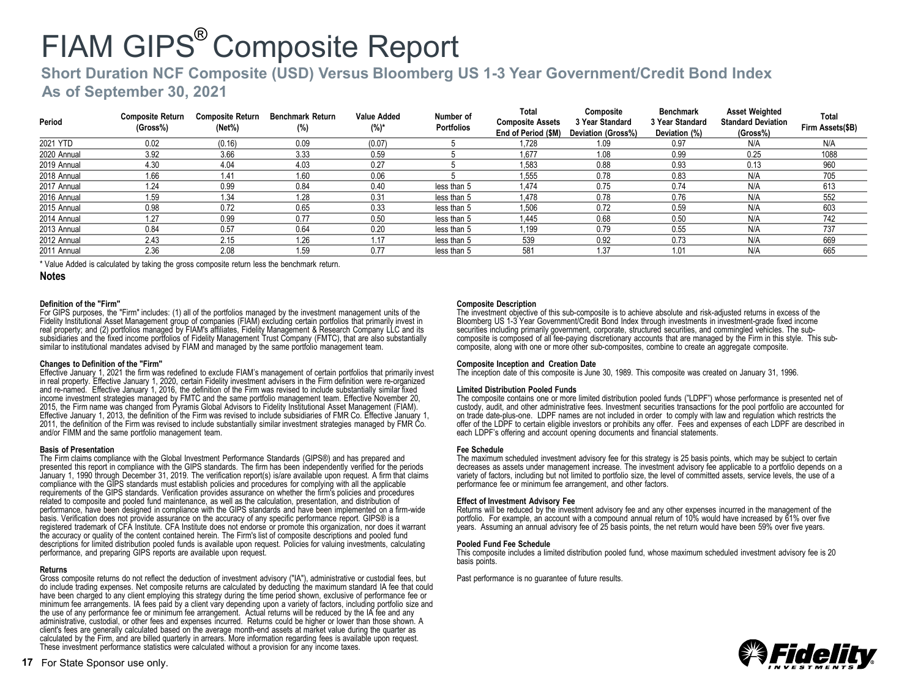# FIAM GIPS® Composite Report

## Short Duration NCF Composite (USD) Versus Bloomberg US 1-3 Year Government/Credit Bond Index

## As of September 30, 2021

| Period | Composite Return (Gross%) | Composite Return (Net%) | Benchmark Return (%) | Value Added (%)* | Number of Portfolios | Total Composite Assets End of Period ($M) | Composite 3 Year Standard Deviation (Gross%) | Benchmark 3 Year Standard Deviation (%) | Asset Weighted Standard Deviation (Gross%) | Total Firm Assets($B) |
|---|---|---|---|---|---|---|---|---|---|---|
| 2021 YTD | 0.02 | (0.16) | 0.09 | (0.07) | 5 | 1,728 | 1.09 | 0.97 | N/A | N/A |
| 2020 Annual | 3.92 | 3.66 | 3.33 | 0.59 | 5 | 1,677 | 1.08 | 0.99 | 0.25 | 1088 |
| 2019 Annual | 4.30 | 4.04 | 4.03 | 0.27 | 5 | 1,583 | 0.88 | 0.93 | 0.13 | 960 |
| 2018 Annual | 1.66 | 1.41 | 1.60 | 0.06 | 5 | 1,555 | 0.78 | 0.83 | N/A | 705 |
| 2017 Annual | 1.24 | 0.99 | 0.84 | 0.40 | less than 5 | 1,474 | 0.75 | 0.74 | N/A | 613 |
| 2016 Annual | 1.59 | 1.34 | 1.28 | 0.31 | less than 5 | 1,478 | 0.78 | 0.76 | N/A | 552 |
| 2015 Annual | 0.98 | 0.72 | 0.65 | 0.33 | less than 5 | 1,506 | 0.72 | 0.59 | N/A | 603 |
| 2014 Annual | 1.27 | 0.99 | 0.77 | 0.50 | less than 5 | 1,445 | 0.68 | 0.50 | N/A | 742 |
| 2013 Annual | 0.84 | 0.57 | 0.64 | 0.20 | less than 5 | 1,199 | 0.79 | 0.55 | N/A | 737 |
| 2012 Annual | 2.43 | 2.15 | 1.26 | 1.17 | less than 5 | 539 | 0.92 | 0.73 | N/A | 669 |
| 2011 Annual | 2.36 | 2.08 | 1.59 | 0.77 | less than 5 | 581 | 1.37 | 1.01 | N/A | 665 |

* Value Added is calculated by taking the gross composite return less the benchmark return.

### Notes

**Definition of the "Firm"**
For GIPS purposes, the "Firm" includes: (1) all of the portfolios managed by the investment management units of the Fidelity Institutional Asset Management group of companies (FIAM) excluding certain portfolios that primarily invest in real property; and (2) portfolios managed by FIAM's affiliates, Fidelity Management & Research Company LLC and its subsidiaries and the fixed income portfolios of Fidelity Management Trust Company (FMTC), that are also substantially similar to institutional mandates advised by FIAM and managed by the same portfolio management team.

**Changes to Definition of the "Firm"**
Effective January 1, 2021 the firm was redefined to exclude FIAM's management of certain portfolios that primarily invest in real property. Effective January 1, 2020, certain Fidelity investment advisers in the Firm definition were re-organized and re-named. Effective January 1, 2016, the definition of the Firm was revised to include substantially similar fixed income investment strategies managed by FMTC and the same portfolio management team. Effective November 20, 2015, the Firm name was changed from Pyramis Global Advisors to Fidelity Institutional Asset Management (FIAM). Effective January 1, 2013, the definition of the Firm was revised to include subsidiaries of FMR Co. Effective January 1, 2011, the definition of the Firm was revised to include substantially similar investment strategies managed by FMR Co. and/or FIMM and the same portfolio management team.

**Basis of Presentation**
The Firm claims compliance with the Global Investment Performance Standards (GIPS®) and has prepared and presented this report in compliance with the GIPS standards. The firm has been independently verified for the periods January 1, 1990 through December 31, 2019. The verification report(s) is/are available upon request. A firm that claims compliance with the GIPS standards must establish policies and procedures for complying with all the applicable requirements of the GIPS standards. Verification provides assurance on whether the firm's policies and procedures related to composite and pooled fund maintenance, as well as the calculation, presentation, and distribution of performance, have been designed in compliance with the GIPS standards and have been implemented on a firm-wide basis. Verification does not provide assurance on the accuracy of any specific performance report. GIPS® is a registered trademark of CFA Institute. CFA Institute does not endorse or promote this organization, nor does it warrant the accuracy or quality of the content contained herein. The Firm's list of composite descriptions and pooled fund descriptions for limited distribution pooled funds is available upon request. Policies for valuing investments, calculating performance, and preparing GIPS reports are available upon request.

**Returns**
Gross composite returns do not reflect the deduction of investment advisory ("IA"), administrative or custodial fees, but do include trading expenses. Net composite returns are calculated by deducting the maximum standard IA fee that could have been charged to any client employing this strategy during the time period shown, exclusive of performance fee or minimum fee arrangements. IA fees paid by a client vary depending upon a variety of factors, including portfolio size and the use of any performance fee or minimum fee arrangement. Actual returns will be reduced by the IA fee and any administrative, custodial, or other fees and expenses incurred. Returns could be higher or lower than those shown. A client's fees are generally calculated based on the average month-end assets at market value during the quarter as calculated by the Firm, and are billed quarterly in arrears. More information regarding fees is available upon request. These investment performance statistics were calculated without a provision for any income taxes.

**Composite Description**
The investment objective of this sub-composite is to achieve absolute and risk-adjusted returns in excess of the Bloomberg US 1-3 Year Government/Credit Bond Index through investments in investment-grade fixed income securities including primarily government, corporate, structured securities, and commingled vehicles. The sub-composite is composed of all fee-paying discretionary accounts that are managed by the Firm in this style. This sub-composite, along with one or more other sub-composites, combine to create an aggregate composite.

**Composite Inception and Creation Date**
The inception date of this composite is June 30, 1989. This composite was created on January 31, 1996.

**Limited Distribution Pooled Funds**
The composite contains one or more limited distribution pooled funds ("LDPF") whose performance is presented net of custody, audit, and other administrative fees. Investment securities transactions for the pool portfolio are accounted for on trade date-plus-one. LDPF names are not included in order to comply with law and regulation which restricts the offer of the LDPF to certain eligible investors or prohibits any offer. Fees and expenses of each LDPF are described in each LDPF's offering and account opening documents and financial statements.

**Fee Schedule**
The maximum scheduled investment advisory fee for this strategy is 25 basis points, which may be subject to certain decreases as assets under management increase. The investment advisory fee applicable to a portfolio depends on a variety of factors, including but not limited to portfolio size, the level of committed assets, service levels, the use of a performance fee or minimum fee arrangement, and other factors.

**Effect of Investment Advisory Fee**
Returns will be reduced by the investment advisory fee and any other expenses incurred in the management of the portfolio. For example, an account with a compound annual return of 10% would have increased by 61% over five years. Assuming an annual advisory fee of 25 basis points, the net return would have been 59% over five years.

**Pooled Fund Fee Schedule**
This composite includes a limited distribution pooled fund, whose maximum scheduled investment advisory fee is 20 basis points.

Past performance is no guarantee of future results.

For State Sponsor use only.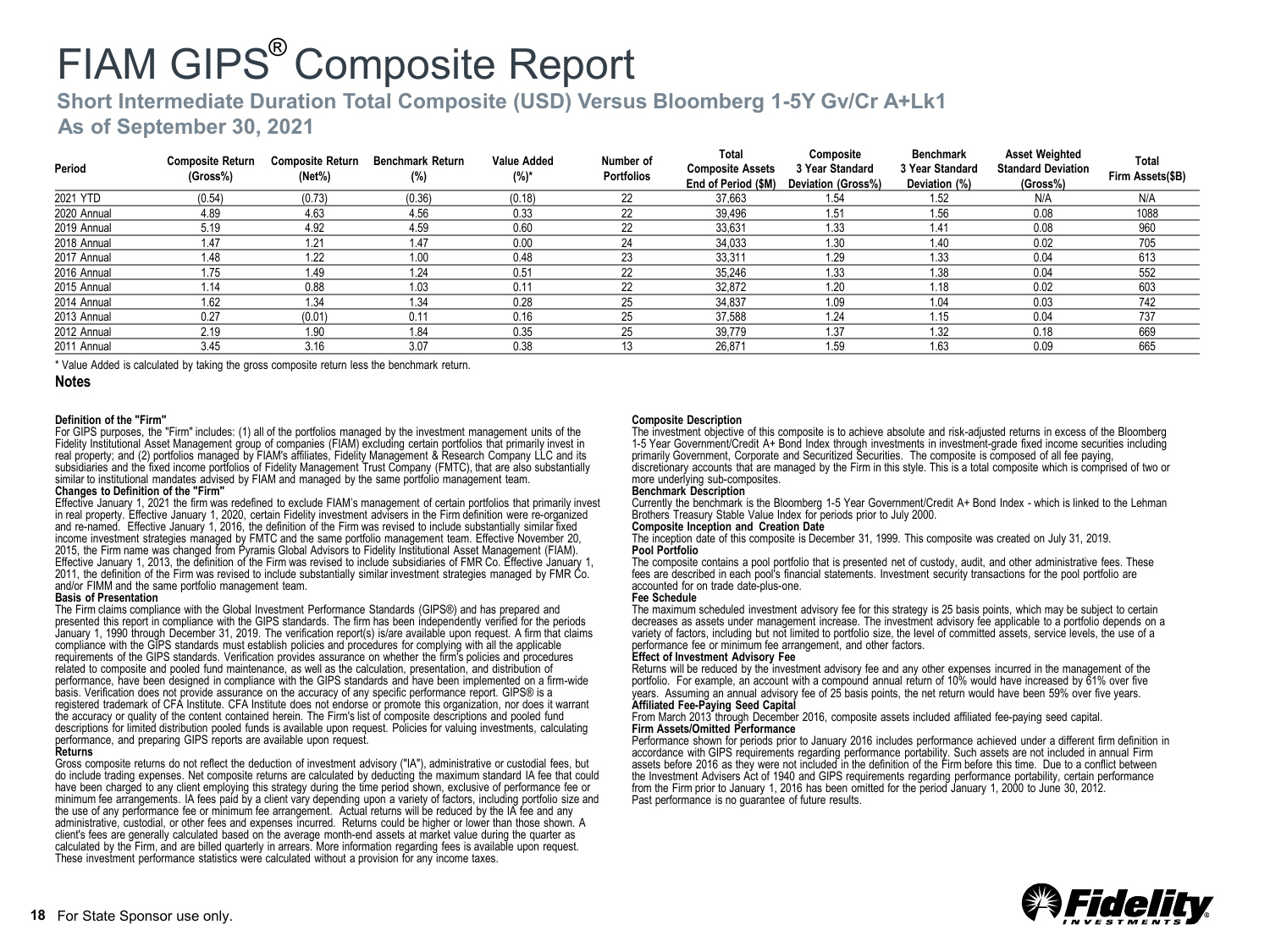# FIAM GIPS® Composite Report

## Short Intermediate Duration Total Composite (USD) Versus Bloomberg 1-5Y Gv/Cr A+Lk1

## As of September 30, 2021

| Period | Composite Return (Gross%) | Composite Return (Net%) | Benchmark Return (%) | Value Added (%)* | Number of Portfolios | Total Composite Assets End of Period ($M) | Composite 3 Year Standard Deviation (Gross%) | Benchmark 3 Year Standard Deviation (%) | Asset Weighted Standard Deviation (Gross%) | Total Firm Assets($B) |
|---|---|---|---|---|---|---|---|---|---|---|
| 2021 YTD | (0.54) | (0.73) | (0.36) | (0.18) | 22 | 37,663 | 1.54 | 1.52 | N/A | N/A |
| 2020 Annual | 4.89 | 4.63 | 4.56 | 0.33 | 22 | 39,496 | 1.51 | 1.56 | 0.08 | 1088 |
| 2019 Annual | 5.19 | 4.92 | 4.59 | 0.60 | 22 | 33,631 | 1.33 | 1.41 | 0.08 | 960 |
| 2018 Annual | 1.47 | 1.21 | 1.47 | 0.00 | 24 | 34,033 | 1.30 | 1.40 | 0.02 | 705 |
| 2017 Annual | 1.48 | 1.22 | 1.00 | 0.48 | 23 | 33,311 | 1.29 | 1.33 | 0.04 | 613 |
| 2016 Annual | 1.75 | 1.49 | 1.24 | 0.51 | 22 | 35,246 | 1.33 | 1.38 | 0.04 | 552 |
| 2015 Annual | 1.14 | 0.88 | 1.03 | 0.11 | 22 | 32,872 | 1.20 | 1.18 | 0.02 | 603 |
| 2014 Annual | 1.62 | 1.34 | 1.34 | 0.28 | 25 | 34,837 | 1.09 | 1.04 | 0.03 | 742 |
| 2013 Annual | 0.27 | (0.01) | 0.11 | 0.16 | 25 | 37,588 | 1.24 | 1.15 | 0.04 | 737 |
| 2012 Annual | 2.19 | 1.90 | 1.84 | 0.35 | 25 | 39,779 | 1.37 | 1.32 | 0.18 | 669 |
| 2011 Annual | 3.45 | 3.16 | 3.07 | 0.38 | 13 | 26,871 | 1.59 | 1.63 | 0.09 | 665 |

* Value Added is calculated by taking the gross composite return less the benchmark return.

### Notes

**Definition of the "Firm"**
For GIPS purposes, the "Firm" includes: (1) all of the portfolios managed by the investment management units of the Fidelity Institutional Asset Management group of companies (FIAM) excluding certain portfolios that primarily invest in real property; and (2) portfolios managed by FIAM's affiliates, Fidelity Management & Research Company LLC and its subsidiaries and the fixed income portfolios of Fidelity Management Trust Company (FMTC), that are also substantially similar to institutional mandates advised by FIAM and managed by the same portfolio management team.

**Changes to Definition of the "Firm"**
Effective January 1, 2021 the firm was redefined to exclude FIAM's management of certain portfolios that primarily invest in real property. Effective January 1, 2020, certain Fidelity investment advisers in the Firm definition were re-organized and re-named. Effective January 1, 2016, the definition of the Firm was revised to include substantially similar fixed income investment strategies managed by FMTC and the same portfolio management team. Effective November 20, 2015, the Firm name was changed from Pyramis Global Advisors to Fidelity Institutional Asset Management (FIAM). Effective January 1, 2013, the definition of the Firm was revised to include subsidiaries of FMR Co. Effective January 1, 2011, the definition of the Firm was revised to include substantially similar investment strategies managed by FMR Co. and/or FIMM and the same portfolio management team.

**Basis of Presentation**
The Firm claims compliance with the Global Investment Performance Standards (GIPS®) and has prepared and presented this report in compliance with the GIPS standards. The firm has been independently verified for the periods January 1, 1990 through December 31, 2019. The verification report(s) is/are available upon request. A firm that claims compliance with the GIPS standards must establish policies and procedures for complying with all the applicable requirements of the GIPS standards. Verification provides assurance on whether the firm's policies and procedures related to composite and pooled fund maintenance, as well as the calculation, presentation, and distribution of performance, have been designed in compliance with the GIPS standards and have been implemented on a firm-wide basis. Verification does not provide assurance on the accuracy of any specific performance report. GIPS® is a registered trademark of CFA Institute. CFA Institute does not endorse or promote this organization, nor does it warrant the accuracy or quality of the content contained herein. The Firm's list of composite descriptions and pooled fund descriptions for limited distribution pooled funds is available upon request. Policies for valuing investments, calculating performance, and preparing GIPS reports are available upon request.

**Returns**
Gross composite returns do not reflect the deduction of investment advisory ("IA"), administrative or custodial fees, but do include trading expenses. Net composite returns are calculated by deducting the maximum standard IA fee that could have been charged to any client employing this strategy during the time period shown, exclusive of performance fee or minimum fee arrangements. IA fees paid by a client vary depending upon a variety of factors, including portfolio size and the use of any performance fee or minimum fee arrangement. Actual returns will be reduced by the IA fee and any administrative, custodial, or other fees and expenses incurred. Returns could be higher or lower than those shown. A client's fees are generally calculated based on the average month-end assets at market value during the quarter as calculated by the Firm, and are billed quarterly in arrears. More information regarding fees is available upon request. These investment performance statistics were calculated without a provision for any income taxes.

**Composite Description**
The investment objective of this composite is to achieve absolute and risk-adjusted returns in excess of the Bloomberg 1-5 Year Government/Credit A+ Bond Index through investments in investment-grade fixed income securities including primarily Government, Corporate and Securitized Securities. The composite is composed of all fee paying, discretionary accounts that are managed by the Firm in this style. This is a total composite which is comprised of two or more underlying sub-composites.

**Benchmark Description**
Currently the benchmark is the Bloomberg 1-5 Year Government/Credit A+ Bond Index - which is linked to the Lehman Brothers Treasury Stable Value Index for periods prior to July 2000.

**Composite Inception and Creation Date**
The inception date of this composite is December 31, 1999. This composite was created on July 31, 2019.

**Pool Portfolio**
The composite contains a pool portfolio that is presented net of custody, audit, and other administrative fees. These fees are described in each pool's financial statements. Investment security transactions for the pool portfolio are accounted for on trade date-plus-one.

**Fee Schedule**
The maximum scheduled investment advisory fee for this strategy is 25 basis points, which may be subject to certain decreases as assets under management increase. The investment advisory fee applicable to a portfolio depends on a variety of factors, including but not limited to portfolio size, the level of committed assets, service levels, the use of a performance fee or minimum fee arrangement, and other factors.

**Effect of Investment Advisory Fee**
Returns will be reduced by the investment advisory fee and any other expenses incurred in the management of the portfolio. For example, an account with a compound annual return of 10% would have increased by 61% over five years. Assuming an annual advisory fee of 25 basis points, the net return would have been 59% over five years.

**Affiliated Fee-Paying Seed Capital**
From March 2013 through December 2016, composite assets included affiliated fee-paying seed capital.

**Firm Assets/Omitted Performance**
Performance shown for periods prior to January 2016 includes performance achieved under a different firm definition in accordance with GIPS requirements regarding performance portability. Such assets are not included in annual Firm assets before 2016 as they were not included in the definition of the Firm before this time. Due to a conflict between the Investment Advisers Act of 1940 and GIPS requirements regarding performance portability, certain performance from the Firm prior to January 1, 2016 has been omitted for the period January 1, 2000 to June 30, 2012.
Past performance is no guarantee of future results.

For State Sponsor use only.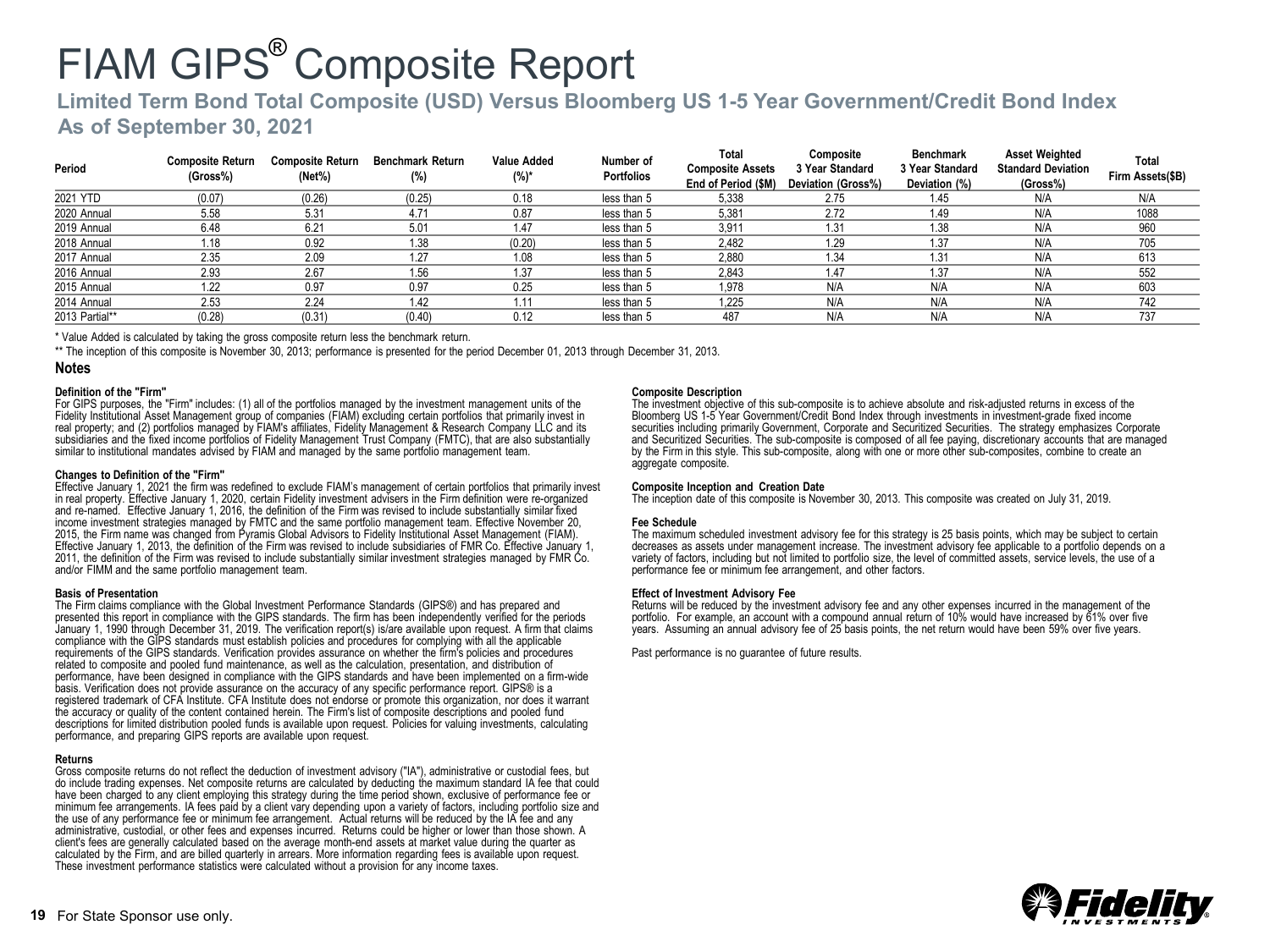# FIAM GIPS® Composite Report

## Limited Term Bond Total Composite (USD) Versus Bloomberg US 1-5 Year Government/Credit Bond Index
## As of September 30, 2021

| Period | Composite Return (Gross%) | Composite Return (Net%) | Benchmark Return (%) | Value Added (%)* | Number of Portfolios | Total Composite Assets End of Period ($M) | Composite 3 Year Standard Deviation (Gross%) | Benchmark 3 Year Standard Deviation (%) | Asset Weighted Standard Deviation (Gross%) | Total Firm Assets($B) |
|---|---|---|---|---|---|---|---|---|---|---|
| 2021 YTD | (0.07) | (0.26) | (0.25) | 0.18 | less than 5 | 5,338 | 2.75 | 1.45 | N/A | N/A |
| 2020 Annual | 5.58 | 5.31 | 4.71 | 0.87 | less than 5 | 5,381 | 2.72 | 1.49 | N/A | 1088 |
| 2019 Annual | 6.48 | 6.21 | 5.01 | 1.47 | less than 5 | 3,911 | 1.31 | 1.38 | N/A | 960 |
| 2018 Annual | 1.18 | 0.92 | 1.38 | (0.20) | less than 5 | 2,482 | 1.29 | 1.37 | N/A | 705 |
| 2017 Annual | 2.35 | 2.09 | 1.27 | 1.08 | less than 5 | 2,880 | 1.34 | 1.31 | N/A | 613 |
| 2016 Annual | 2.93 | 2.67 | 1.56 | 1.37 | less than 5 | 2,843 | 1.47 | 1.37 | N/A | 552 |
| 2015 Annual | 1.22 | 0.97 | 0.97 | 0.25 | less than 5 | 1,978 | N/A | N/A | N/A | 603 |
| 2014 Annual | 2.53 | 2.24 | 1.42 | 1.11 | less than 5 | 1,225 | N/A | N/A | N/A | 742 |
| 2013 Partial** | (0.28) | (0.31) | (0.40) | 0.12 | less than 5 | 487 | N/A | N/A | N/A | 737 |

\* Value Added is calculated by taking the gross composite return less the benchmark return.

\*\* The inception of this composite is November 30, 2013; performance is presented for the period December 01, 2013 through December 31, 2013.

### Notes

**Definition of the "Firm"**
For GIPS purposes, the "Firm" includes: (1) all of the portfolios managed by the investment management units of the Fidelity Institutional Asset Management group of companies (FIAM) excluding certain portfolios that primarily invest in real property; and (2) portfolios managed by FIAM's affiliates, Fidelity Management & Research Company LLC and its subsidiaries and the fixed income portfolios of Fidelity Management Trust Company (FMTC), that are also substantially similar to institutional mandates advised by FIAM and managed by the same portfolio management team.

**Changes to Definition of the "Firm"**
Effective January 1, 2021 the firm was redefined to exclude FIAM's management of certain portfolios that primarily invest in real property. Effective January 1, 2020, certain Fidelity investment advisers in the Firm definition were re-organized and re-named. Effective January 1, 2016, the definition of the Firm was revised to include substantially similar fixed income investment strategies managed by FMTC and the same portfolio management team. Effective November 20, 2015, the Firm name was changed from Pyramis Global Advisors to Fidelity Institutional Asset Management (FIAM). Effective January 1, 2013, the definition of the Firm was revised to include subsidiaries of FMR Co. Effective January 1, 2011, the definition of the Firm was revised to include substantially similar investment strategies managed by FMR Co. and/or FIMM and the same portfolio management team.

**Basis of Presentation**
The Firm claims compliance with the Global Investment Performance Standards (GIPS®) and has prepared and presented this report in compliance with the GIPS standards. The firm has been independently verified for the periods January 1, 1990 through December 31, 2019. The verification report(s) is/are available upon request. A firm that claims compliance with the GIPS standards must establish policies and procedures for complying with all the applicable requirements of the GIPS standards. Verification provides assurance on whether the firm's policies and procedures related to composite and pooled fund maintenance, as well as the calculation, presentation, and distribution of performance, have been designed in compliance with the GIPS standards and have been implemented on a firm-wide basis. Verification does not provide assurance on the accuracy of any specific performance report. GIPS® is a registered trademark of CFA Institute. CFA Institute does not endorse or promote this organization, nor does it warrant the accuracy or quality of the content contained herein. The Firm's list of composite descriptions and pooled fund descriptions for limited distribution pooled funds is available upon request. Policies for valuing investments, calculating performance, and preparing GIPS reports are available upon request.

**Returns**
Gross composite returns do not reflect the deduction of investment advisory ("IA"), administrative or custodial fees, but do include trading expenses. Net composite returns are calculated by deducting the maximum standard IA fee that could have been charged to any client employing this strategy during the time period shown, exclusive of performance fee or minimum fee arrangements. IA fees paid by a client vary depending upon a variety of factors, including portfolio size and the use of any performance fee or minimum fee arrangement. Actual returns will be reduced by the IA fee and any administrative, custodial, or other fees and expenses incurred. Returns could be higher or lower than those shown. A client's fees are generally calculated based on the average month-end assets at market value during the quarter as calculated by the Firm, and are billed quarterly in arrears. More information regarding fees is available upon request. These investment performance statistics were calculated without a provision for any income taxes.

**Composite Description**
The investment objective of this sub-composite is to achieve absolute and risk-adjusted returns in excess of the Bloomberg US 1-5 Year Government/Credit Bond Index through investments in investment-grade fixed income securities including primarily Government, Corporate and Securitized Securities. The strategy emphasizes Corporate and Securitized Securities. The sub-composite is composed of all fee paying, discretionary accounts that are managed by the Firm in this style. This sub-composite, along with one or more other sub-composites, combine to create an aggregate composite.

**Composite Inception and Creation Date**
The inception date of this composite is November 30, 2013. This composite was created on July 31, 2019.

**Fee Schedule**
The maximum scheduled investment advisory fee for this strategy is 25 basis points, which may be subject to certain decreases as assets under management increase. The investment advisory fee applicable to a portfolio depends on a variety of factors, including but not limited to portfolio size, the level of committed assets, service levels, the use of a performance fee or minimum fee arrangement, and other factors.

**Effect of Investment Advisory Fee**
Returns will be reduced by the investment advisory fee and any other expenses incurred in the management of the portfolio. For example, an account with a compound annual return of 10% would have increased by 61% over five years. Assuming an annual advisory fee of 25 basis points, the net return would have been 59% over five years.

Past performance is no guarantee of future results.

For State Sponsor use only.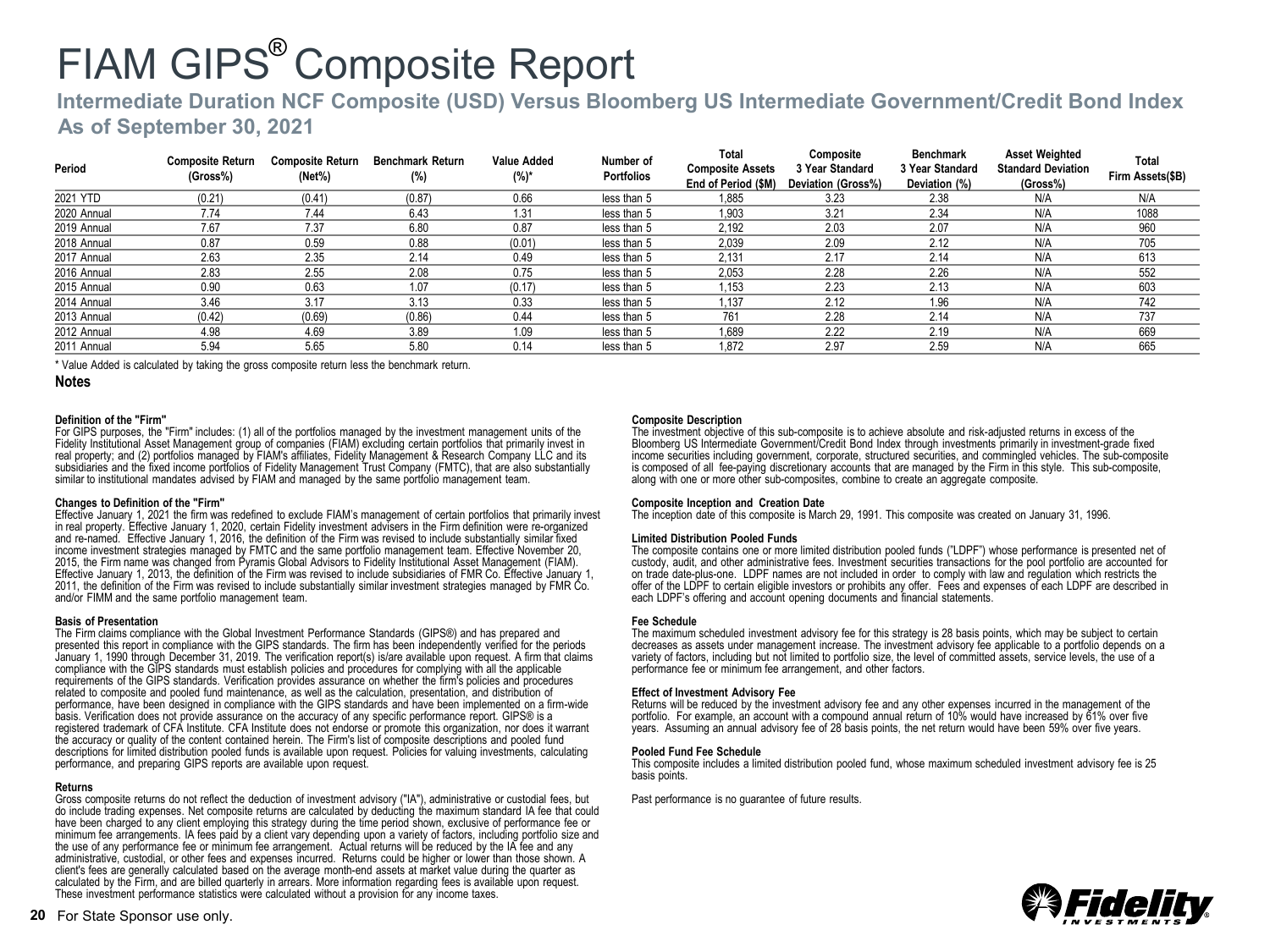# FIAM GIPS® Composite Report

## Intermediate Duration NCF Composite (USD) Versus Bloomberg US Intermediate Government/Credit Bond Index

## As of September 30, 2021

| Period | Composite Return (Gross%) | Composite Return (Net%) | Benchmark Return (%) | Value Added (%)* | Number of Portfolios | Total Composite Assets End of Period ($M) | Composite 3 Year Standard Deviation (Gross%) | Benchmark 3 Year Standard Deviation (%) | Asset Weighted Standard Deviation (Gross%) | Total Firm Assets($B) |
|---|---|---|---|---|---|---|---|---|---|---|
| 2021 YTD | (0.21) | (0.41) | (0.87) | 0.66 | less than 5 | 1,885 | 3.23 | 2.38 | N/A | N/A |
| 2020 Annual | 7.74 | 7.44 | 6.43 | 1.31 | less than 5 | 1,903 | 3.21 | 2.34 | N/A | 1088 |
| 2019 Annual | 7.67 | 7.37 | 6.80 | 0.87 | less than 5 | 2,192 | 2.03 | 2.07 | N/A | 960 |
| 2018 Annual | 0.87 | 0.59 | 0.88 | (0.01) | less than 5 | 2,039 | 2.09 | 2.12 | N/A | 705 |
| 2017 Annual | 2.63 | 2.35 | 2.14 | 0.49 | less than 5 | 2,131 | 2.17 | 2.14 | N/A | 613 |
| 2016 Annual | 2.83 | 2.55 | 2.08 | 0.75 | less than 5 | 2,053 | 2.28 | 2.26 | N/A | 552 |
| 2015 Annual | 0.90 | 0.63 | 1.07 | (0.17) | less than 5 | 1,153 | 2.23 | 2.13 | N/A | 603 |
| 2014 Annual | 3.46 | 3.17 | 3.13 | 0.33 | less than 5 | 1,137 | 2.12 | 1.96 | N/A | 742 |
| 2013 Annual | (0.42) | (0.69) | (0.86) | 0.44 | less than 5 | 761 | 2.28 | 2.14 | N/A | 737 |
| 2012 Annual | 4.98 | 4.69 | 3.89 | 1.09 | less than 5 | 1,689 | 2.22 | 2.19 | N/A | 669 |
| 2011 Annual | 5.94 | 5.65 | 5.80 | 0.14 | less than 5 | 1,872 | 2.97 | 2.59 | N/A | 665 |

* Value Added is calculated by taking the gross composite return less the benchmark return.

### Notes

**Definition of the "Firm"**
For GIPS purposes, the "Firm" includes: (1) all of the portfolios managed by the investment management units of the Fidelity Institutional Asset Management group of companies (FIAM) excluding certain portfolios that primarily invest in real property; and (2) portfolios managed by FIAM's affiliates, Fidelity Management & Research Company LLC and its subsidiaries and the fixed income portfolios of Fidelity Management Trust Company (FMTC), that are also substantially similar to institutional mandates advised by FIAM and managed by the same portfolio management team.

**Changes to Definition of the "Firm"**
Effective January 1, 2021 the firm was redefined to exclude FIAM's management of certain portfolios that primarily invest in real property. Effective January 1, 2020, certain Fidelity investment advisers in the Firm definition were re-organized and re-named. Effective January 1, 2016, the definition of the Firm was revised to include substantially similar fixed income investment strategies managed by FMTC and the same portfolio management team. Effective November 20, 2015, the Firm name was changed from Pyramis Global Advisors to Fidelity Institutional Asset Management (FIAM). Effective January 1, 2013, the definition of the Firm was revised to include subsidiaries of FMR Co. Effective January 1, 2011, the definition of the Firm was revised to include substantially similar investment strategies managed by FMR Co. and/or FIMM and the same portfolio management team.

**Basis of Presentation**
The Firm claims compliance with the Global Investment Performance Standards (GIPS®) and has prepared and presented this report in compliance with the GIPS standards. The firm has been independently verified for the periods January 1, 1990 through December 31, 2019. The verification report(s) is/are available upon request. A firm that claims compliance with the GIPS standards must establish policies and procedures for complying with all the applicable requirements of the GIPS standards. Verification provides assurance on whether the firm's policies and procedures related to composite and pooled fund maintenance, as well as the calculation, presentation, and distribution of performance, have been designed in compliance with the GIPS standards and have been implemented on a firm-wide basis. Verification does not provide assurance on the accuracy of any specific performance report. GIPS® is a registered trademark of CFA Institute. CFA Institute does not endorse or promote this organization, nor does it warrant the accuracy or quality of the content contained herein. The Firm's list of composite descriptions and pooled fund descriptions for limited distribution pooled funds is available upon request. Policies for valuing investments, calculating performance, and preparing GIPS reports are available upon request.

**Returns**
Gross composite returns do not reflect the deduction of investment advisory ("IA"), administrative or custodial fees, but do include trading expenses. Net composite returns are calculated by deducting the maximum standard IA fee that could have been charged to any client employing this strategy during the time period shown, exclusive of performance fee or minimum fee arrangements. IA fees paid by a client vary depending upon a variety of factors, including portfolio size and the use of any performance fee or minimum fee arrangement. Actual returns will be reduced by the IA fee and any administrative, custodial, or other fees and expenses incurred. Returns could be higher or lower than those shown. A client's fees are generally calculated based on the average month-end assets at market value during the quarter as calculated by the Firm, and are billed quarterly in arrears. More information regarding fees is available upon request. These investment performance statistics were calculated without a provision for any income taxes.

**Composite Description**
The investment objective of this sub-composite is to achieve absolute and risk-adjusted returns in excess of the Bloomberg US Intermediate Government/Credit Bond Index through investments primarily in investment-grade fixed income securities including government, corporate, structured securities, and commingled vehicles. The sub-composite is composed of all fee-paying discretionary accounts that are managed by the Firm in this style. This sub-composite, along with one or more other sub-composites, combine to create an aggregate composite.

**Composite Inception and Creation Date**
The inception date of this composite is March 29, 1991. This composite was created on January 31, 1996.

**Limited Distribution Pooled Funds**
The composite contains one or more limited distribution pooled funds ("LDPF") whose performance is presented net of custody, audit, and other administrative fees. Investment securities transactions for the pool portfolio are accounted for on trade date-plus-one. LDPF names are not included in order to comply with law and regulation which restricts the offer of the LDPF to certain eligible investors or prohibits any offer. Fees and expenses of each LDPF are described in each LDPF's offering and account opening documents and financial statements.

**Fee Schedule**
The maximum scheduled investment advisory fee for this strategy is 28 basis points, which may be subject to certain decreases as assets under management increase. The investment advisory fee applicable to a portfolio depends on a variety of factors, including but not limited to portfolio size, the level of committed assets, service levels, the use of a performance fee or minimum fee arrangement, and other factors.

**Effect of Investment Advisory Fee**
Returns will be reduced by the investment advisory fee and any other expenses incurred in the management of the portfolio. For example, an account with a compound annual return of 10% would have increased by 61% over five years. Assuming an annual advisory fee of 28 basis points, the net return would have been 59% over five years.

**Pooled Fund Fee Schedule**
This composite includes a limited distribution pooled fund, whose maximum scheduled investment advisory fee is 25 basis points.

Past performance is no guarantee of future results.

For State Sponsor use only.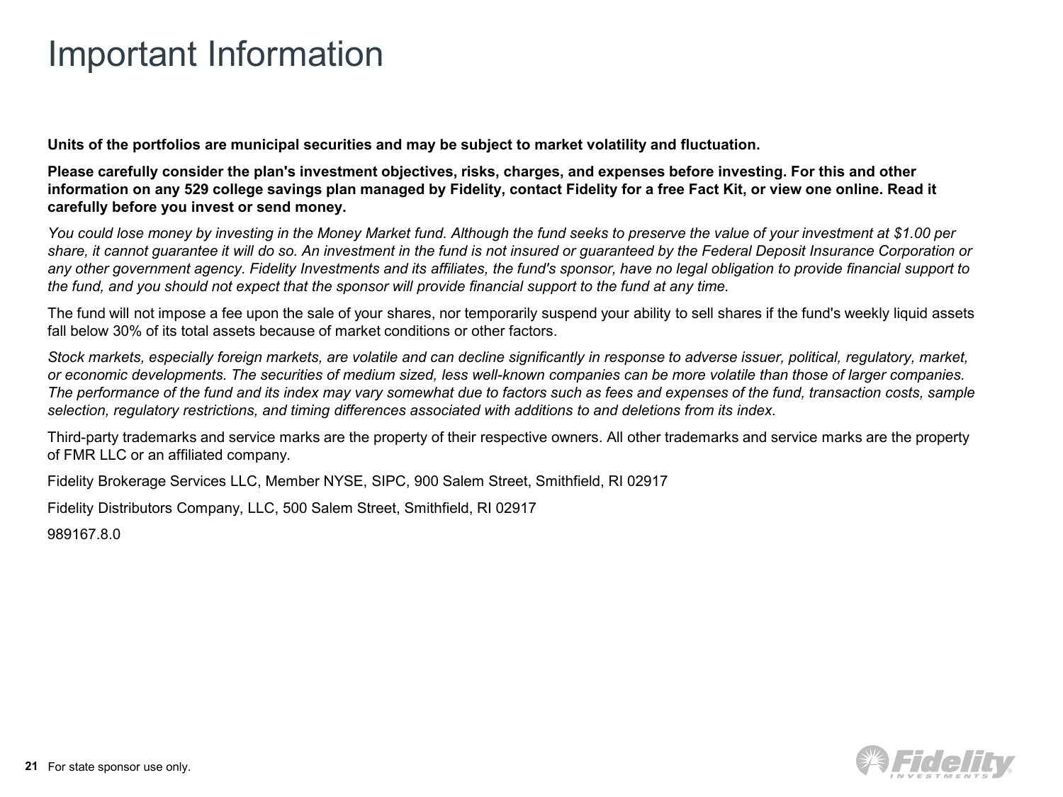# Important Information

**Units of the portfolios are municipal securities and may be subject to market volatility and fluctuation.**

**Please carefully consider the plan's investment objectives, risks, charges, and expenses before investing. For this and other information on any 529 college savings plan managed by Fidelity, contact Fidelity for a free Fact Kit, or view one online. Read it carefully before you invest or send money.**

*You could lose money by investing in the Money Market fund. Although the fund seeks to preserve the value of your investment at $1.00 per share, it cannot guarantee it will do so. An investment in the fund is not insured or guaranteed by the Federal Deposit Insurance Corporation or any other government agency. Fidelity Investments and its affiliates, the fund's sponsor, have no legal obligation to provide financial support to the fund, and you should not expect that the sponsor will provide financial support to the fund at any time.*

The fund will not impose a fee upon the sale of your shares, nor temporarily suspend your ability to sell shares if the fund's weekly liquid assets fall below 30% of its total assets because of market conditions or other factors.

*Stock markets, especially foreign markets, are volatile and can decline significantly in response to adverse issuer, political, regulatory, market, or economic developments. The securities of medium sized, less well-known companies can be more volatile than those of larger companies. The performance of the fund and its index may vary somewhat due to factors such as fees and expenses of the fund, transaction costs, sample selection, regulatory restrictions, and timing differences associated with additions to and deletions from its index.*

Third-party trademarks and service marks are the property of their respective owners. All other trademarks and service marks are the property of FMR LLC or an affiliated company.

Fidelity Brokerage Services LLC, Member NYSE, SIPC, 900 Salem Street, Smithfield, RI 02917

Fidelity Distributors Company, LLC, 500 Salem Street, Smithfield, RI 02917

989167.8.0

For state sponsor use only.